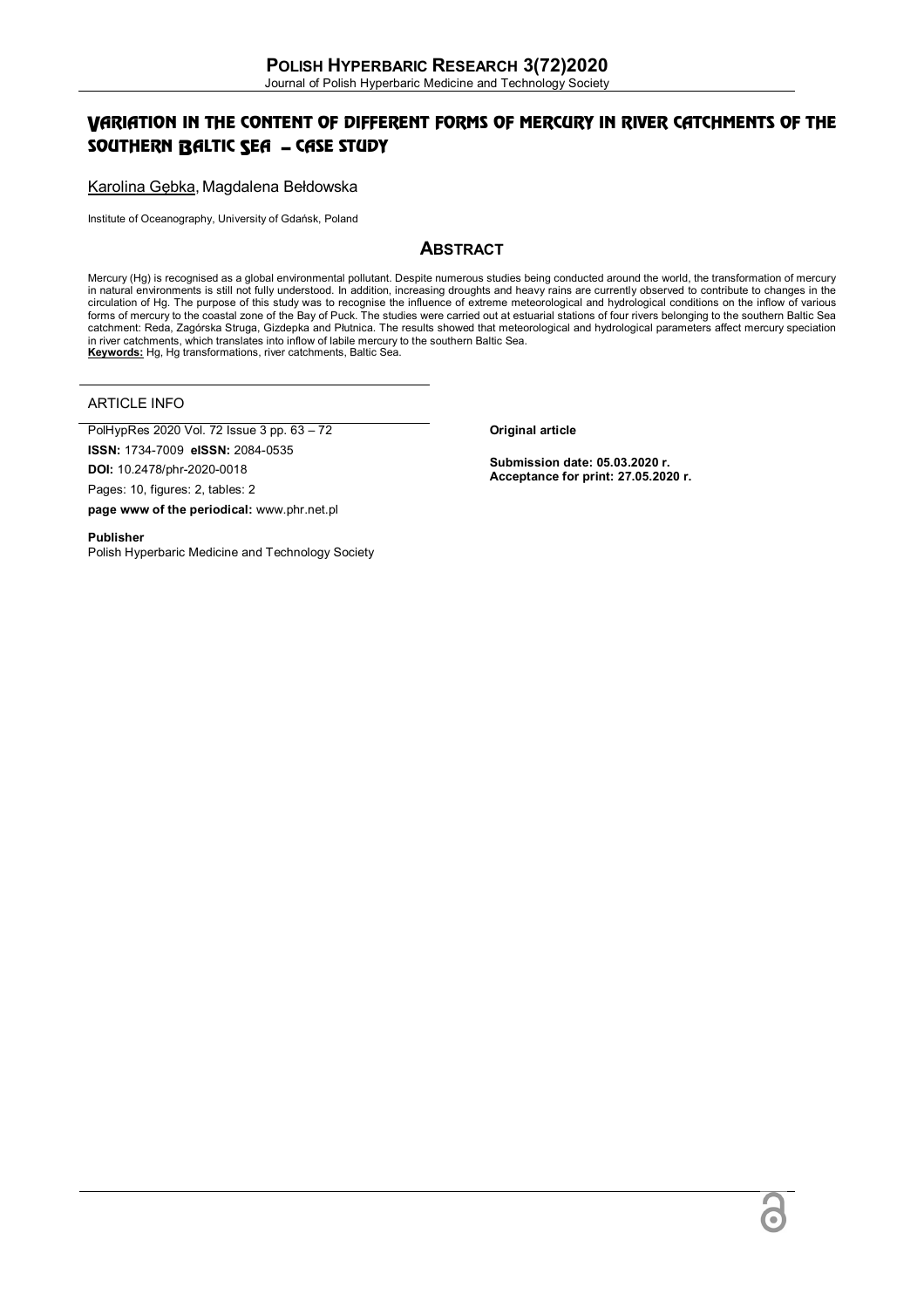# VARIATION IN THE CONTENT OF DIFFERENT FORMS OF MERCURY IN RIVER CATCHMENTS OF THE SOUTHERN BALTIC SEA – CASE STUDY

Karolina Gębka, Magdalena Bełdowska

Institute of Oceanography, University of Gdańsk, Poland

## ABSTRACT

Mercury (Hg) is recognised as a global environmental pollutant. Despite numerous studies being conducted around the world, the transformation of mercury in natural environments is still not fully understood. In addition, increasing droughts and heavy rains are currently observed to contribute to changes in the circulation of Hg. The purpose of this study was to recognise the influence of extreme meteorological and hydrological conditions on the inflow of various forms of mercury to the coastal zone of the Bay of Puck. The studies were carried out at estuarial stations of four rivers belonging to the southern Baltic Sea catchment: Reda, Zagórska Struga, Gizdepka and Płutnica. The results showed that meteorological and hydrological parameters affect mercury speciation in river catchments, which translates into inflow of labile mercury to the southern Baltic Sea.

**Keywords:** Hg, Hg transformations, river catchments, Baltic Sea.

## ARTICLE INFO

PolHypRes 2020 Vol. 72 Issue 3 pp. 63 – 72

**ISSN:** 1734-7009 **eISSN:** 2084-0535

**DOI:** 10.2478/phr-2020-0018

Pages: 10, figures: 2, tables: 2

**page www of the periodical:** www.phr.net.pl

**Publisher**
Polish Hyperbaric Medicine and Technology Society

**Original article**

**Submission date: 05.03.2020 r.**
**Acceptance for print: 27.05.2020 r.**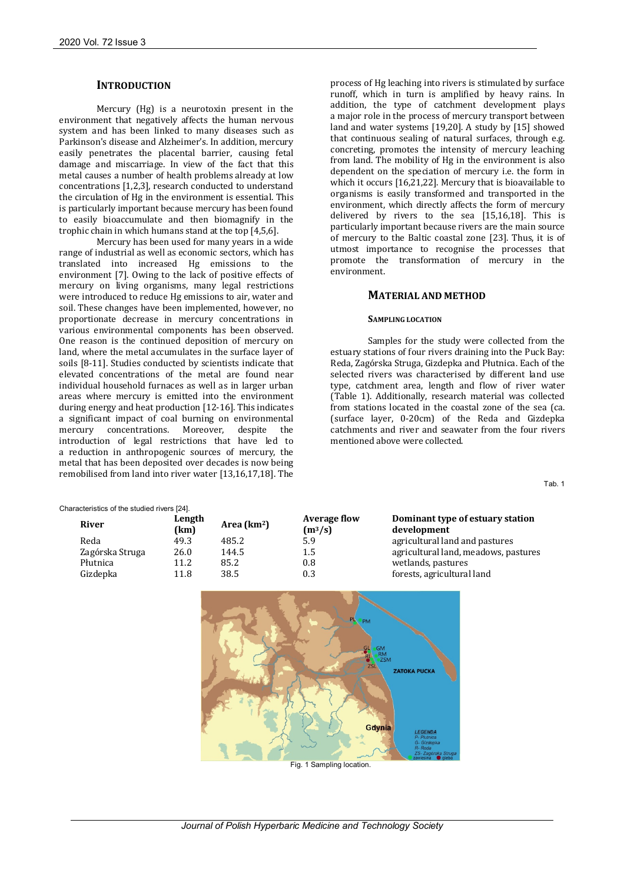## INTRODUCTION

Mercury (Hg) is a neurotoxin present in the environment that negatively affects the human nervous system and has been linked to many diseases such as Parkinson's disease and Alzheimer's. In addition, mercury easily penetrates the placental barrier, causing fetal damage and miscarriage. In view of the fact that this metal causes a number of health problems already at low concentrations [1,2,3], research conducted to understand the circulation of Hg in the environment is essential. This is particularly important because mercury has been found to easily bioaccumulate and then biomagnify in the trophic chain in which humans stand at the top [4,5,6].

Mercury has been used for many years in a wide range of industrial as well as economic sectors, which has translated into increased Hg emissions to the environment [7]. Owing to the lack of positive effects of mercury on living organisms, many legal restrictions were introduced to reduce Hg emissions to air, water and soil. These changes have been implemented, however, no proportionate decrease in mercury concentrations in various environmental components has been observed. One reason is the continued deposition of mercury on land, where the metal accumulates in the surface layer of soils [8-11]. Studies conducted by scientists indicate that elevated concentrations of the metal are found near individual household furnaces as well as in larger urban areas where mercury is emitted into the environment during energy and heat production [12-16]. This indicates a significant impact of coal burning on environmental mercury concentrations. Moreover, despite the introduction of legal restrictions that have led to a reduction in anthropogenic sources of mercury, the metal that has been deposited over decades is now being remobilised from land into river water [13,16,17,18]. The process of Hg leaching into rivers is stimulated by surface runoff, which in turn is amplified by heavy rains. In addition, the type of catchment development plays a major role in the process of mercury transport between land and water systems [19,20]. A study by [15] showed that continuous sealing of natural surfaces, through e.g. concreting, promotes the intensity of mercury leaching from land. The mobility of Hg in the environment is also dependent on the speciation of mercury i.e. the form in which it occurs [16,21,22]. Mercury that is bioavailable to organisms is easily transformed and transported in the environment, which directly affects the form of mercury delivered by rivers to the sea [15,16,18]. This is particularly important because rivers are the main source of mercury to the Baltic coastal zone [23]. Thus, it is of utmost importance to recognise the processes that promote the transformation of mercury in the environment.

## MATERIAL AND METHOD

### SAMPLING LOCATION

Samples for the study were collected from the estuary stations of four rivers draining into the Puck Bay: Reda, Zagórska Struga, Gizdepka and Płutnica. Each of the selected rivers was characterised by different land use type, catchment area, length and flow of river water (Table 1). Additionally, research material was collected from stations located in the coastal zone of the sea (ca. (surface layer, 0-20cm) of the Reda and Gizdepka catchments and river and seawater from the four rivers mentioned above were collected.

Tab. 1

Characteristics of the studied rivers [24].

| River | Length (km) | Area ($km^2$) | Average flow ($m^3/s$) | Dominant type of estuary station development |
|---|---|---|---|---|
| Reda | 49.3 | 485.2 | 5.9 | agricultural land and pastures |
| Zagórska Struga | 26.0 | 144.5 | 1.5 | agricultural land, meadows, pastures |
| Płutnica | 11.2 | 85.2 | 0.8 | wetlands, pastures |
| Gizdepka | 11.8 | 38.5 | 0.3 | forests, agricultural land |

Fig. 1 Sampling location.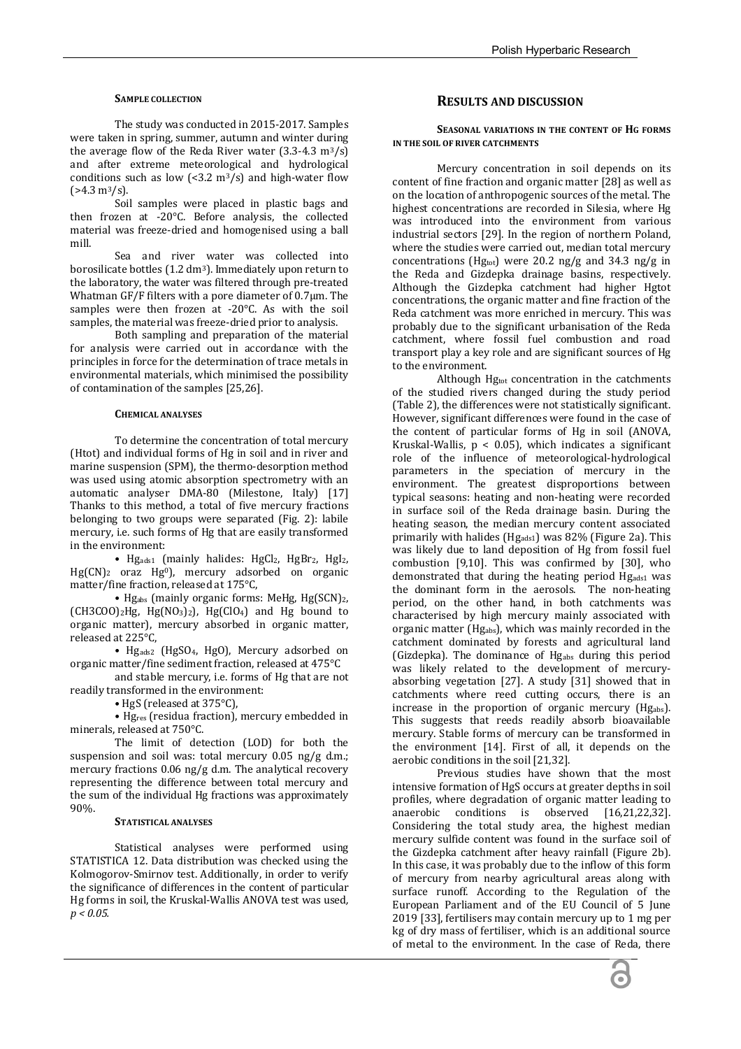#### Sample collection

The study was conducted in 2015-2017. Samples were taken in spring, summer, autumn and winter during the average flow of the Reda River water (3.3-4.3 $m^3/s$) and after extreme meteorological and hydrological conditions such as low (<3.2 $m^3/s$) and high-water flow (>4.3 $m^3/s$).

Soil samples were placed in plastic bags and then frozen at -20°C. Before analysis, the collected material was freeze-dried and homogenised using a ball mill.

Sea and river water was collected into borosilicate bottles (1.2 $dm^3$). Immediately upon return to the laboratory, the water was filtered through pre-treated Whatman GF/F filters with a pore diameter of 0.7µm. The samples were then frozen at -20°C. As with the soil samples, the material was freeze-dried prior to analysis.

Both sampling and preparation of the material for analysis were carried out in accordance with the principles in force for the determination of trace metals in environmental materials, which minimised the possibility of contamination of the samples [25,26].

#### Chemical analyses

To determine the concentration of total mercury (Htot) and individual forms of Hg in soil and in river and marine suspension (SPM), the thermo-desorption method was used using atomic absorption spectrometry with an automatic analyser DMA-80 (Milestone, Italy) [17] Thanks to this method, a total of five mercury fractions belonging to two groups were separated (Fig. 2): labile mercury, i.e. such forms of Hg that are easily transformed in the environment:

- $Hg_{ads1}$ (mainly halides: $HgCl_2$, $HgBr_2$, $HgI_2$, $Hg(CN)_2$ oraz $Hg^0$), mercury adsorbed on organic matter/fine fraction, released at 175°C,
- $Hg_{abs}$ (mainly organic forms: MeHg, $Hg(SCN)_2$, $(CH3COO)_2Hg$, $Hg(NO_3)_2$), $Hg(ClO_4)$ and Hg bound to organic matter), mercury absorbed in organic matter, released at 225°C,
- $Hg_{ads2}$ ($HgSO_4$, HgO), Mercury adsorbed on organic matter/fine sediment fraction, released at 475°C

and stable mercury, i.e. forms of Hg that are not readily transformed in the environment:

- HgS (released at 375°C),
- $Hg_{res}$ (residua fraction), mercury embedded in minerals, released at 750°C.

The limit of detection (LOD) for both the suspension and soil was: total mercury 0.05 ng/g d.m.; mercury fractions 0.06 ng/g d.m. The analytical recovery representing the difference between total mercury and the sum of the individual Hg fractions was approximately 90%.

#### Statistical analyses

Statistical analyses were performed using STATISTICA 12. Data distribution was checked using the Kolmogorov-Smirnov test. Additionally, in order to verify the significance of differences in the content of particular Hg forms in soil, the Kruskal-Wallis ANOVA test was used, $p < 0.05$.

## Results and discussion

#### Seasonal variations in the content of Hg forms in the soil of river catchments

Mercury concentration in soil depends on its content of fine fraction and organic matter [28] as well as on the location of anthropogenic sources of the metal. The highest concentrations are recorded in Silesia, where Hg was introduced into the environment from various industrial sectors [29]. In the region of northern Poland, where the studies were carried out, median total mercury concentrations ($Hg_{tot}$) were 20.2 ng/g and 34.3 ng/g in the Reda and Gizdepka drainage basins, respectively. Although the Gizdepka catchment had higher Hgtot concentrations, the organic matter and fine fraction of the Reda catchment was more enriched in mercury. This was probably due to the significant urbanisation of the Reda catchment, where fossil fuel combustion and road transport play a key role and are significant sources of Hg to the environment.

Although $Hg_{tot}$ concentration in the catchments of the studied rivers changed during the study period (Table 2), the differences were not statistically significant. However, significant differences were found in the case of the content of particular forms of Hg in soil (ANOVA, Kruskal-Wallis, $p < 0.05$), which indicates a significant role of the influence of meteorological-hydrological parameters in the speciation of mercury in the environment. The greatest disproportions between typical seasons: heating and non-heating were recorded in surface soil of the Reda drainage basin. During the heating season, the median mercury content associated primarily with halides ($Hg_{ads1}$) was 82% (Figure 2a). This was likely due to land deposition of Hg from fossil fuel combustion [9,10]. This was confirmed by [30], who demonstrated that during the heating period $Hg_{ads1}$ was the dominant form in the aerosols. The non-heating period, on the other hand, in both catchments was characterised by high mercury mainly associated with organic matter ($Hg_{abs}$), which was mainly recorded in the catchment dominated by forests and agricultural land (Gizdepka). The dominance of $Hg_{abs}$ during this period was likely related to the development of mercury-absorbing vegetation [27]. A study [31] showed that in catchments where reed cutting occurs, there is an increase in the proportion of organic mercury ($Hg_{abs}$). This suggests that reeds readily absorb bioavailable mercury. Stable forms of mercury can be transformed in the environment [14]. First of all, it depends on the aerobic conditions in the soil [21,32].

Previous studies have shown that the most intensive formation of HgS occurs at greater depths in soil profiles, where degradation of organic matter leading to anaerobic conditions is observed [16,21,22,32]. Considering the total study area, the highest median mercury sulfide content was found in the surface soil of the Gizdepka catchment after heavy rainfall (Figure 2b). In this case, it was probably due to the inflow of this form of mercury from nearby agricultural areas along with surface runoff. According to the Regulation of the European Parliament and of the EU Council of 5 June 2019 [33], fertilisers may contain mercury up to 1 mg per kg of dry mass of fertiliser, which is an additional source of metal to the environment. In the case of Reda, there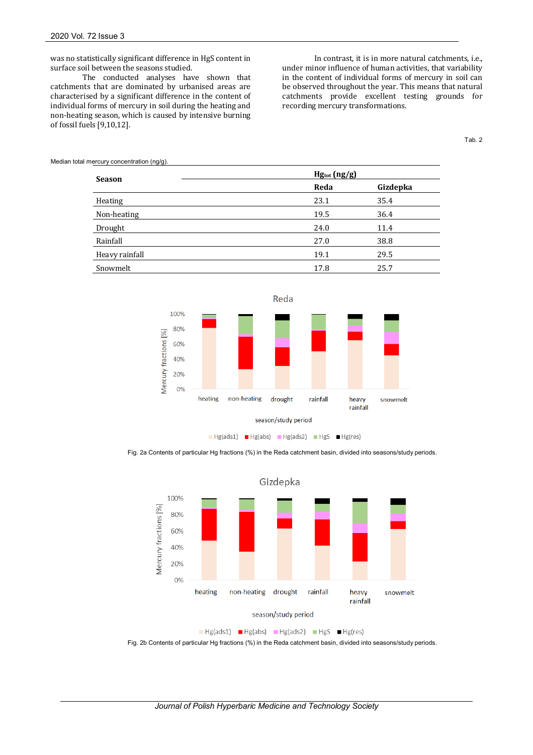was no statistically significant difference in HgS content in surface soil between the seasons studied.

The conducted analyses have shown that catchments that are dominated by urbanised areas are characterised by a significant difference in the content of individual forms of mercury in soil during the heating and non-heating season, which is caused by intensive burning of fossil fuels [9,10,12].

In contrast, it is in more natural catchments, i.e., under minor influence of human activities, that variability in the content of individual forms of mercury in soil can be observed throughout the year. This means that natural catchments provide excellent testing grounds for recording mercury transformations.

Tab. 2

Median total mercury concentration (ng/g).

| Season | $Hg_{tot}$ (ng/g) | |
|---|---|---|
| | Reda | Gizdepka |
| Heating | 23.1 | 35.4 |
| Non-heating | 19.5 | 36.4 |
| Drought | 24.0 | 11.4 |
| Rainfall | 27.0 | 38.8 |
| Heavy rainfall | 19.1 | 29.5 |
| Snowmelt | 17.8 | 25.7 |

Fig. 2a Contents of particular Hg fractions (%) in the Reda catchment basin, divided into seasons/study periods.

Fig. 2b Contents of particular Hg fractions (%) in the Reda catchment basin, divided into seasons/study periods.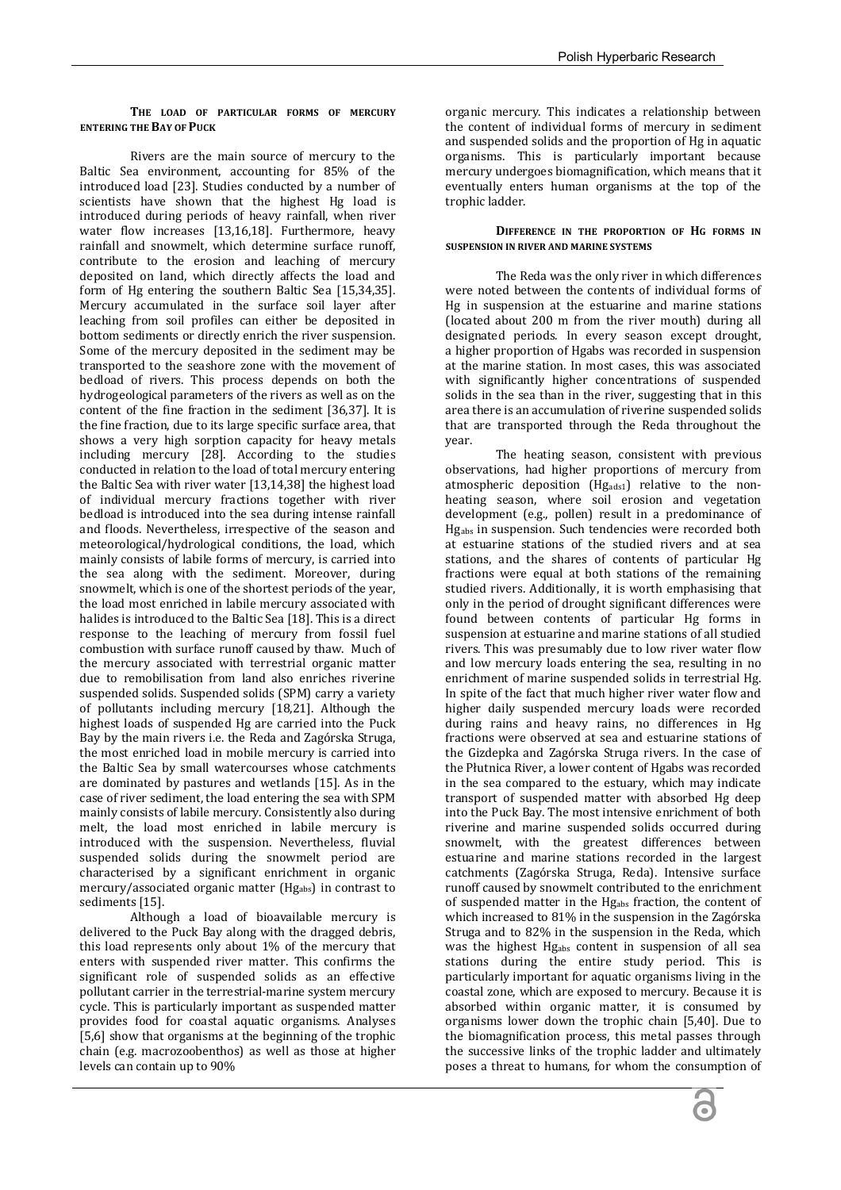### The load of particular forms of mercury entering the Bay of Puck

Rivers are the main source of mercury to the Baltic Sea environment, accounting for 85% of the introduced load [23]. Studies conducted by a number of scientists have shown that the highest Hg load is introduced during periods of heavy rainfall, when river water flow increases [13,16,18]. Furthermore, heavy rainfall and snowmelt, which determine surface runoff, contribute to the erosion and leaching of mercury deposited on land, which directly affects the load and form of Hg entering the southern Baltic Sea [15,34,35]. Mercury accumulated in the surface soil layer after leaching from soil profiles can either be deposited in bottom sediments or directly enrich the river suspension. Some of the mercury deposited in the sediment may be transported to the seashore zone with the movement of bedload of rivers. This process depends on both the hydrogeological parameters of the rivers as well as on the content of the fine fraction in the sediment [36,37]. It is the fine fraction, due to its large specific surface area, that shows a very high sorption capacity for heavy metals including mercury [28]. According to the studies conducted in relation to the load of total mercury entering the Baltic Sea with river water [13,14,38] the highest load of individual mercury fractions together with river bedload is introduced into the sea during intense rainfall and floods. Nevertheless, irrespective of the season and meteorological/hydrological conditions, the load, which mainly consists of labile forms of mercury, is carried into the sea along with the sediment. Moreover, during snowmelt, which is one of the shortest periods of the year, the load most enriched in labile mercury associated with halides is introduced to the Baltic Sea [18]. This is a direct response to the leaching of mercury from fossil fuel combustion with surface runoff caused by thaw. Much of the mercury associated with terrestrial organic matter due to remobilisation from land also enriches riverine suspended solids. Suspended solids (SPM) carry a variety of pollutants including mercury [18,21]. Although the highest loads of suspended Hg are carried into the Puck Bay by the main rivers i.e. the Reda and Zagórska Struga, the most enriched load in mobile mercury is carried into the Baltic Sea by small watercourses whose catchments are dominated by pastures and wetlands [15]. As in the case of river sediment, the load entering the sea with SPM mainly consists of labile mercury. Consistently also during melt, the load most enriched in labile mercury is introduced with the suspension. Nevertheless, fluvial suspended solids during the snowmelt period are characterised by a significant enrichment in organic mercury/associated organic matter ($Hg_{abs}$) in contrast to sediments [15].

Although a load of bioavailable mercury is delivered to the Puck Bay along with the dragged debris, this load represents only about 1% of the mercury that enters with suspended river matter. This confirms the significant role of suspended solids as an effective pollutant carrier in the terrestrial-marine system mercury cycle. This is particularly important as suspended matter provides food for coastal aquatic organisms. Analyses [5,6] show that organisms at the beginning of the trophic chain (e.g. macrozoobenthos) as well as those at higher levels can contain up to 90% organic mercury. This indicates a relationship between the content of individual forms of mercury in sediment and suspended solids and the proportion of Hg in aquatic organisms. This is particularly important because mercury undergoes biomagnification, which means that it eventually enters human organisms at the top of the trophic ladder.

### Difference in the proportion of Hg forms in suspension in river and marine systems

The Reda was the only river in which differences were noted between the contents of individual forms of Hg in suspension at the estuarine and marine stations (located about 200 m from the river mouth) during all designated periods. In every season except drought, a higher proportion of Hgabs was recorded in suspension at the marine station. In most cases, this was associated with significantly higher concentrations of suspended solids in the sea than in the river, suggesting that in this area there is an accumulation of riverine suspended solids that are transported through the Reda throughout the year.

The heating season, consistent with previous observations, had higher proportions of mercury from atmospheric deposition ($Hg_{ads1}$) relative to the non-heating season, where soil erosion and vegetation development (e.g., pollen) result in a predominance of $Hg_{abs}$ in suspension. Such tendencies were recorded both at estuarine stations of the studied rivers and at sea stations, and the shares of contents of particular Hg fractions were equal at both stations of the remaining studied rivers. Additionally, it is worth emphasising that only in the period of drought significant differences were found between contents of particular Hg forms in suspension at estuarine and marine stations of all studied rivers. This was presumably due to low river water flow and low mercury loads entering the sea, resulting in no enrichment of marine suspended solids in terrestrial Hg. In spite of the fact that much higher river water flow and higher daily suspended mercury loads were recorded during rains and heavy rains, no differences in Hg fractions were observed at sea and estuarine stations of the Gizdepka and Zagórska Struga rivers. In the case of the Płutnica River, a lower content of Hgabs was recorded in the sea compared to the estuary, which may indicate transport of suspended matter with absorbed Hg deep into the Puck Bay. The most intensive enrichment of both riverine and marine suspended solids occurred during snowmelt, with the greatest differences between estuarine and marine stations recorded in the largest catchments (Zagórska Struga, Reda). Intensive surface runoff caused by snowmelt contributed to the enrichment of suspended matter in the $Hg_{abs}$ fraction, the content of which increased to 81% in the suspension in the Zagórska Struga and to 82% in the suspension in the Reda, which was the highest $Hg_{abs}$ content in suspension of all sea stations during the entire study period. This is particularly important for aquatic organisms living in the coastal zone, which are exposed to mercury. Because it is absorbed within organic matter, it is consumed by organisms lower down the trophic chain [5,40]. Due to the biomagnification process, this metal passes through the successive links of the trophic ladder and ultimately poses a threat to humans, for whom the consumption of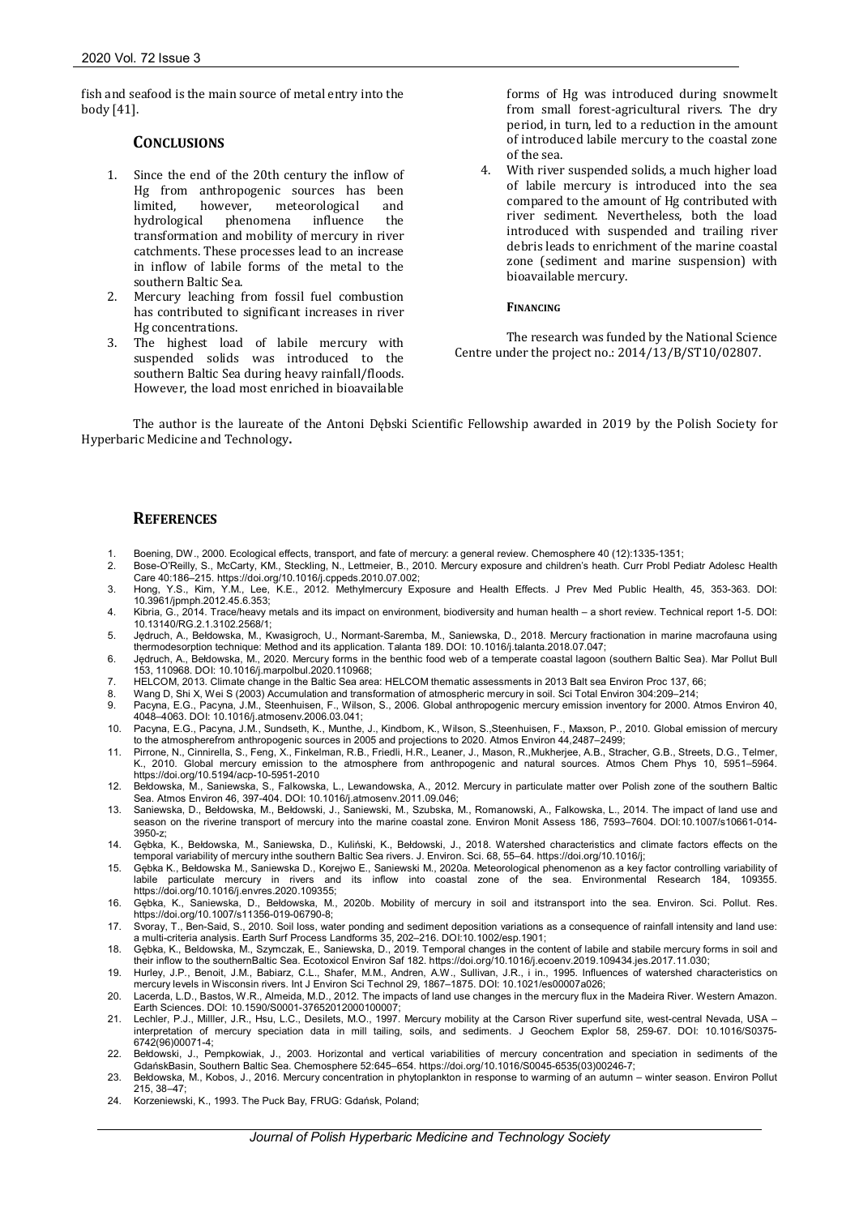fish and seafood is the main source of metal entry into the body [41].

## CONCLUSIONS

1. Since the end of the 20th century the inflow of Hg from anthropogenic sources has been limited, however, meteorological and hydrological phenomena influence the transformation and mobility of mercury in river catchments. These processes lead to an increase in inflow of labile forms of the metal to the southern Baltic Sea.
2. Mercury leaching from fossil fuel combustion has contributed to significant increases in river Hg concentrations.
3. The highest load of labile mercury with suspended solids was introduced to the southern Baltic Sea during heavy rainfall/floods. However, the load most enriched in bioavailable forms of Hg was introduced during snowmelt from small forest-agricultural rivers. The dry period, in turn, led to a reduction in the amount of introduced labile mercury to the coastal zone of the sea.
4. With river suspended solids, a much higher load of labile mercury is introduced into the sea compared to the amount of Hg contributed with river sediment. Nevertheless, both the load introduced with suspended and trailing river debris leads to enrichment of the marine coastal zone (sediment and marine suspension) with bioavailable mercury.

#### FINANCING

The research was funded by the National Science Centre under the project no.: 2014/13/B/ST10/02807.

The author is the laureate of the Antoni Dębski Scientific Fellowship awarded in 2019 by the Polish Society for Hyperbaric Medicine and Technology**.**

## REFERENCES

1. Boening, DW., 2000. Ecological effects, transport, and fate of mercury: a general review. Chemosphere 40 (12):1335-1351;
2. Bose-O'Reilly, S., McCarty, KM., Steckling, N., Lettmeier, B., 2010. Mercury exposure and children's heath. Curr Probl Pediatr Adolesc Health Care 40:186–215. https://doi.org/10.1016/j.cppeds.2010.07.002;
3. Hong, Y.S., Kim, Y.M., Lee, K.E., 2012. Methylmercury Exposure and Health Effects. J Prev Med Public Health, 45, 353-363. DOI: 10.3961/jpmph.2012.45.6.353;
4. Kibria, G., 2014. Trace/heavy metals and its impact on environment, biodiversity and human health – a short review. Technical report 1-5. DOI: 10.13140/RG.2.1.3102.2568/1;
5. Jędruch, A., Bełdowska, M., Kwasigroch, U., Normant-Saremba, M., Saniewska, D., 2018. Mercury fractionation in marine macrofauna using thermodesorption technique: Method and its application. Talanta 189. DOI: 10.1016/j.talanta.2018.07.047;
6. Jędruch, A., Bełdowska, M., 2020. Mercury forms in the benthic food web of a temperate coastal lagoon (southern Baltic Sea). Mar Pollut Bull 153, 110968. DOI: 10.1016/j.marpolbul.2020.110968;
7. HELCOM, 2013. Climate change in the Baltic Sea area: HELCOM thematic assessments in 2013 Balt sea Environ Proc 137, 66;
8. Wang D, Shi X, Wei S (2003) Accumulation and transformation of atmospheric mercury in soil. Sci Total Environ 304:209–214;
9. Pacyna, E.G., Pacyna, J.M., Steenhuisen, F., Wilson, S., 2006. Global anthropogenic mercury emission inventory for 2000. Atmos Environ 40, 4048–4063. DOI: 10.1016/j.atmosenv.2006.03.041;
10. Pacyna, E.G., Pacyna, J.M., Sundseth, K., Munthe, J., Kindbom, K., Wilson, S.,Steenhuisen, F., Maxson, P., 2010. Global emission of mercury to the atmospherefrom anthropogenic sources in 2005 and projections to 2020. Atmos Environ 44,2487–2499;
11. Pirrone, N., Cinnirella, S., Feng, X., Finkelman, R.B., Friedli, H.R., Leaner, J., Mason, R.,Mukherjee, A.B., Stracher, G.B., Streets, D.G., Telmer, K., 2010. Global mercury emission to the atmosphere from anthropogenic and natural sources. Atmos Chem Phys 10, 5951–5964. https://doi.org/10.5194/acp-10-5951-2010
12. Bełdowska, M., Saniewska, S., Falkowska, L., Lewandowska, A., 2012. Mercury in particulate matter over Polish zone of the southern Baltic Sea. Atmos Environ 46, 397-404. DOI: 10.1016/j.atmosenv.2011.09.046;
13. Saniewska, D., Bełdowska, M., Bełdowski, J., Saniewski, M., Szubska, M., Romanowski, A., Falkowska, L., 2014. The impact of land use and season on the riverine transport of mercury into the marine coastal zone. Environ Monit Assess 186, 7593–7604. DOI:10.1007/s10661-014-3950-z;
14. Gębka, K., Bełdowska, M., Saniewska, D., Kuliński, K., Bełdowski, J., 2018. Watershed characteristics and climate factors effects on the temporal variability of mercury inthe southern Baltic Sea rivers. J. Environ. Sci. 68, 55–64. https://doi.org/10.1016/j;
15. Gębka K., Bełdowska M., Saniewska D., Korejwo E., Saniewski M., 2020a. Meteorological phenomenon as a key factor controlling variability of labile particulate mercury in rivers and its inflow into coastal zone of the sea. Environmental Research 184, 109355. https://doi.org/10.1016/j.envres.2020.109355;
16. Gębka, K., Saniewska, D., Bełdowska, M., 2020b. Mobility of mercury in soil and itstransport into the sea. Environ. Sci. Pollut. Res. https://doi.org/10.1007/s11356-019-06790-8;
17. Svoray, T., Ben-Said, S., 2010. Soil loss, water ponding and sediment deposition variations as a consequence of rainfall intensity and land use: a multi-criteria analysis. Earth Surf Process Landforms 35, 202–216. DOI:10.1002/esp.1901;
18. Gębka, K., Beldowska, M., Szymczak, E., Saniewska, D., 2019. Temporal changes in the content of labile and stabile mercury forms in soil and their inflow to the southernBaltic Sea. Ecotoxicol Environ Saf 182. https://doi.org/10.1016/j.ecoenv.2019.109434.jes.2017.11.030;
19. Hurley, J.P., Benoit, J.M., Babiarz, C.L., Shafer, M.M., Andren, A.W., Sullivan, J.R., i in., 1995. Influences of watershed characteristics on mercury levels in Wisconsin rivers. Int J Environ Sci Technol 29, 1867–1875. DOI: 10.1021/es00007a026;
20. Lacerda, L.D., Bastos, W.R., Almeida, M.D., 2012. The impacts of land use changes in the mercury flux in the Madeira River. Western Amazon. Earth Sciences. DOI: 10.1590/S0001-37652012000100007;
21. Lechler, P.J., Millller, J.R., Hsu, L.C., Desilets, M.O., 1997. Mercury mobility at the Carson River superfund site, west-central Nevada, USA – interpretation of mercury speciation data in mill tailing, soils, and sediments. J Geochem Explor 58, 259-67. DOI: 10.1016/S0375-6742(96)00071-4;
22. Bełdowski, J., Pempkowiak, J., 2003. Horizontal and vertical variabilities of mercury concentration and speciation in sediments of the GdańskBasin, Southern Baltic Sea. Chemosphere 52:645–654. https://doi.org/10.1016/S0045-6535(03)00246-7;
23. Bełdowska, M., Kobos, J., 2016. Mercury concentration in phytoplankton in response to warming of an autumn – winter season. Environ Pollut 215, 38–47;
24. Korzeniewski, K., 1993. The Puck Bay, FRUG: Gdańsk, Poland;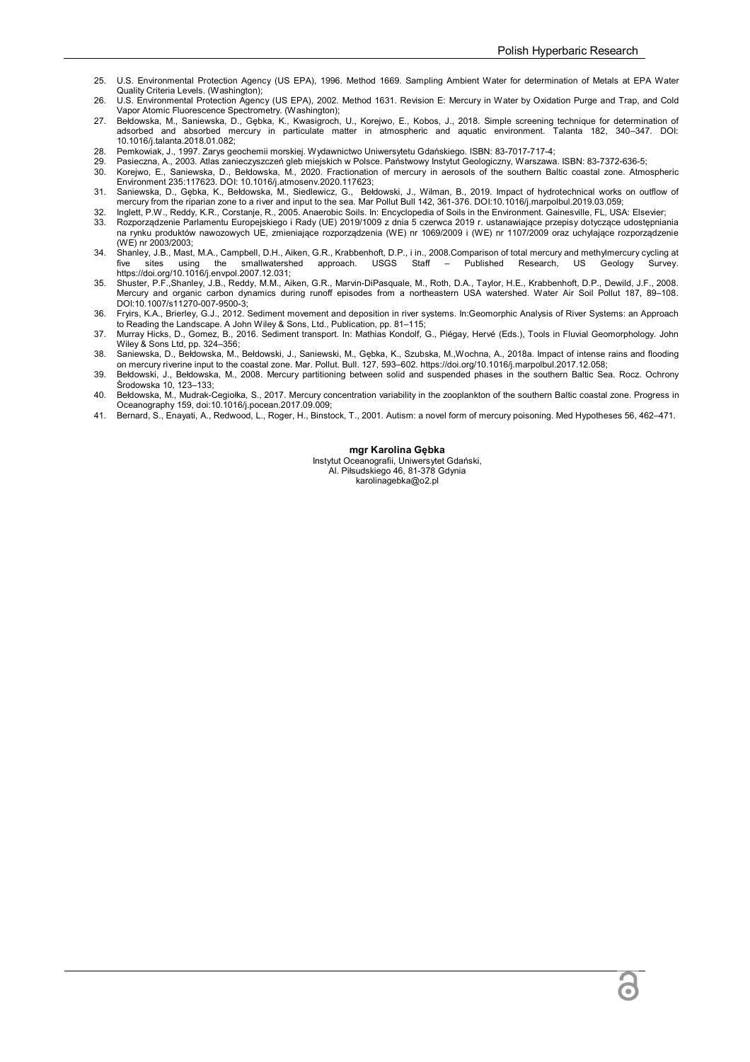25. U.S. Environmental Protection Agency (US EPA), 1996. Method 1669. Sampling Ambient Water for determination of Metals at EPA Water Quality Criteria Levels. (Washington);
26. U.S. Environmental Protection Agency (US EPA), 2002. Method 1631. Revision E: Mercury in Water by Oxidation Purge and Trap, and Cold Vapor Atomic Fluorescence Spectrometry. (Washington);
27. Bełdowska, M., Saniewska, D., Gębka, K., Kwasigroch, U., Korejwo, E., Kobos, J., 2018. Simple screening technique for determination of adsorbed and absorbed mercury in particulate matter in atmospheric and aquatic environment. Talanta 182, 340–347. DOI: 10.1016/j.talanta.2018.01.082;
28. Pemkowiak, J., 1997. Zarys geochemii morskiej. Wydawnictwo Uniwersytetu Gdańskiego. ISBN: 83-7017-717-4;
29. Pasieczna, A., 2003. Atlas zanieczyszczeń gleb miejskich w Polsce. Państwowy Instytut Geologiczny, Warszawa. ISBN: 83-7372-636-5;
30. Korejwo, E., Saniewska, D., Bełdowska, M., 2020. Fractionation of mercury in aerosols of the southern Baltic coastal zone. Atmospheric Environment 235:117623. DOI: 10.1016/j.atmosenv.2020.117623;
31. Saniewska, D., Gębka, K., Bełdowska, M., Siedlewicz, G., Bełdowski, J., Wilman, B., 2019. Impact of hydrotechnical works on outflow of mercury from the riparian zone to a river and input to the sea. Mar Pollut Bull 142, 361-376. DOI:10.1016/j.marpolbul.2019.03.059;
32. Inglett, P.W., Reddy, K.R., Corstanje, R., 2005. Anaerobic Soils. In: Encyclopedia of Soils in the Environment. Gainesville, FL, USA: Elsevier;
33. Rozporządzenie Parlamentu Europejskiego i Rady (UE) 2019/1009 z dnia 5 czerwca 2019 r. ustanawiające przepisy dotyczące udostępniania na rynku produktów nawozowych UE, zmieniające rozporządzenia (WE) nr 1069/2009 i (WE) nr 1107/2009 oraz uchylające rozporządzenie (WE) nr 2003/2003;
34. Shanley, J.B., Mast, M.A., Campbell, D.H., Aiken, G.R., Krabbenhoft, D.P., i in., 2008.Comparison of total mercury and methylmercury cycling at five sites using the smallwatershed approach. USGS Staff – Published Research, US Geology Survey. https://doi.org/10.1016/j.envpol.2007.12.031;
35. Shuster, P.F.,Shanley, J.B., Reddy, M.M., Aiken, G.R., Marvin-DiPasquale, M., Roth, D.A., Taylor, H.E., Krabbenhoft, D.P., Dewild, J.F., 2008. Mercury and organic carbon dynamics during runoff episodes from a northeastern USA watershed. Water Air Soil Pollut 187, 89–108. DOI:10.1007/s11270-007-9500-3;
36. Fryirs, K.A., Brierley, G.J., 2012. Sediment movement and deposition in river systems. In:Geomorphic Analysis of River Systems: an Approach to Reading the Landscape. A John Wiley & Sons, Ltd., Publication, pp. 81–115;
37. Murray Hicks, D., Gomez, B., 2016. Sediment transport. In: Mathias Kondolf, G., Piégay, Hervé (Eds.), Tools in Fluvial Geomorphology. John Wiley & Sons Ltd, pp. 324–356;
38. Saniewska, D., Bełdowska, M., Bełdowski, J., Saniewski, M., Gębka, K., Szubska, M.,Wochna, A., 2018a. Impact of intense rains and flooding on mercury riverine input to the coastal zone. Mar. Pollut. Bull. 127, 593–602. https://doi.org/10.1016/j.marpolbul.2017.12.058;
39. Bełdowski, J., Bełdowska, M., 2008. Mercury partitioning between solid and suspended phases in the southern Baltic Sea. Rocz. Ochrony Środowska 10, 123–133;
40. Bełdowska, M., Mudrak-Cegiołka, S., 2017. Mercury concentration variability in the zooplankton of the southern Baltic coastal zone. Progress in Oceanography 159, doi:10.1016/j.pocean.2017.09.009;
41. Bernard, S., Enayati, A., Redwood, L., Roger, H., Binstock, T., 2001. Autism: a novel form of mercury poisoning. Med Hypotheses 56, 462–471.

**mgr Karolina Gębka**
Instytut Oceanografii, Uniwersytet Gdański,
Al. Piłsudskiego 46, 81-378 Gdynia
karolinagebka@o2.pl